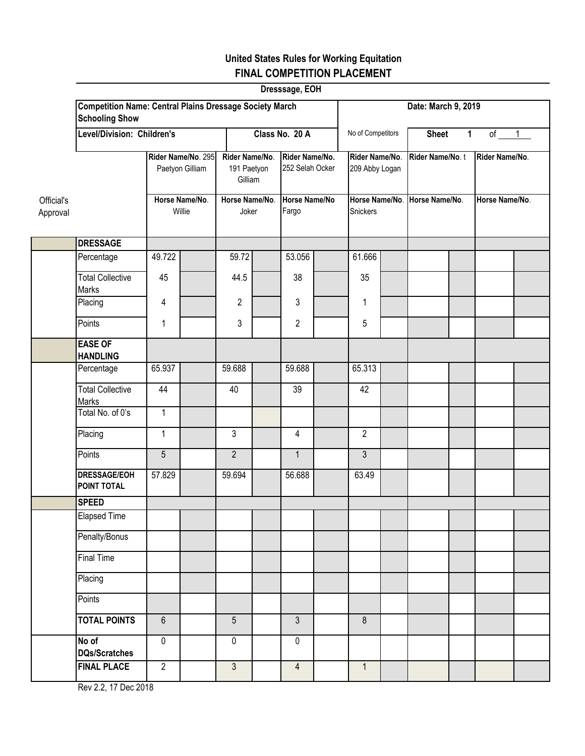## United States Rules for Working Equitation
## FINAL COMPETITION PLACEMENT

**Dresssage, EOH**

| Competition Name: Central Plains Dressage Society March Schooling Show | | | Date: March 9, 2019 | |
|---|---|---|---|---|
| Level/Division: Children's | Class No. 20 A | No of Competitors | Sheet 1 | of 1 |

| Official's Approval | | Rider Name/No. 295 Paetyon Gilliam | | Rider Name/No. 191 Paetyon Gilliam | | Rider Name/No. 252 Selah Ocker | | Rider Name/No. 209 Abby Logan | | Rider Name/No. t | | Rider Name/No. | |
|---|---|---|---|---|---|---|---|---|---|---|---|---|---|
| | | Horse Name/No. Willie | | Horse Name/No. Joker | | Horse Name/No Fargo | | Horse Name/No. Snickers | | Horse Name/No. | | Horse Name/No. | |
| | **DRESSAGE** | | | | | | | | | | | | |
| | Percentage | 49.722 | | 59.72 | | 53.056 | | 61.666 | | | | | |
| | Total Collective Marks | 45 | | 44.5 | | 38 | | 35 | | | | | |
| | Placing | 4 | | 2 | | 3 | | 1 | | | | | |
| | Points | 1 | | 3 | | 2 | | 5 | | | | | |
| | **EASE OF HANDLING** | | | | | | | | | | | | |
| | Percentage | 65.937 | | 59.688 | | 59.688 | | 65.313 | | | | | |
| | Total Collective Marks | 44 | | 40 | | 39 | | 42 | | | | | |
| | Total No. of 0's | 1 | | | | | | | | | | | |
| | Placing | 1 | | 3 | | 4 | | 2 | | | | | |
| | Points | 5 | | 2 | | 1 | | 3 | | | | | |
| | **DRESSAGE/EOH POINT TOTAL** | 57.829 | | 59.694 | | 56.688 | | 63.49 | | | | | |
| | **SPEED** | | | | | | | | | | | | |
| | Elapsed Time | | | | | | | | | | | | |
| | Penalty/Bonus | | | | | | | | | | | | |
| | Final Time | | | | | | | | | | | | |
| | Placing | | | | | | | | | | | | |
| | Points | | | | | | | | | | | | |
| | **TOTAL POINTS** | 6 | | 5 | | 3 | | 8 | | | | | |
| | **No of DQs/Scratches** | 0 | | 0 | | 0 | | | | | | | |
| | **FINAL PLACE** | 2 | | 3 | | 4 | | 1 | | | | | |

Rev 2.2, 17 Dec 2018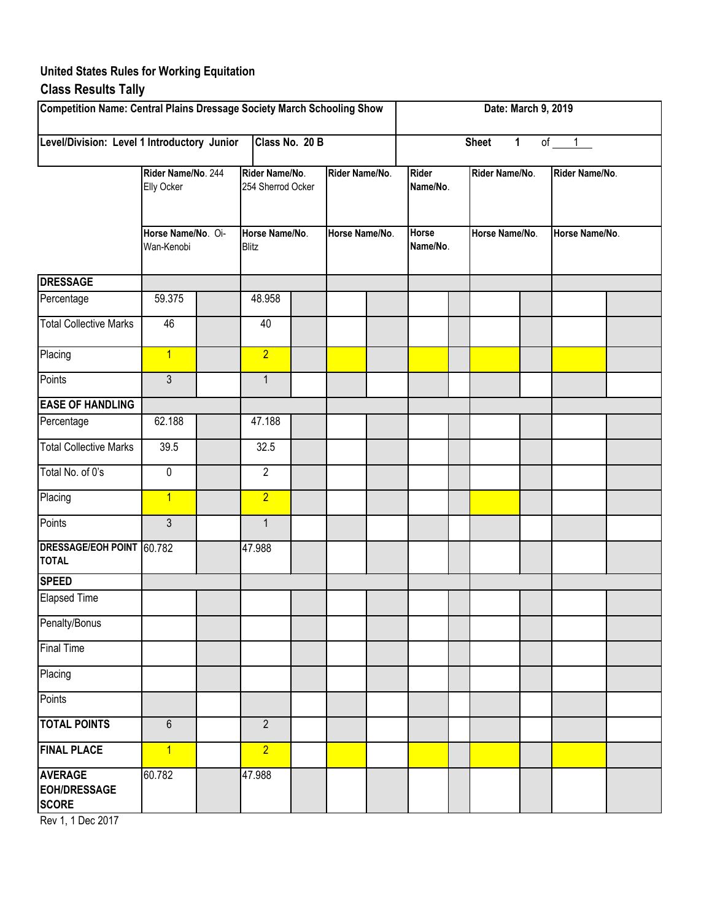## United States Rules for Working Equitation

## Class Results Tally

| Competition Name: Central Plains Dressage Society March Schooling Show | | | Date: March 9, 2019 | | |
|---|---|---|---|---|---|
| Level/Division: Level 1 Introductory Junior | Class No. 20 B | | Sheet 1 of 1 | | |

| | Rider Name/No. 244 Elly Ocker | Rider Name/No. 254 Sherrod Ocker | Rider Name/No. | Rider Name/No. | Rider Name/No. | Rider Name/No. |
|---|---|---|---|---|---|---|
| | **Horse Name/No.** Oi-Wan-Kenobi | **Horse Name/No.** Blitz | **Horse Name/No.** | **Horse Name/No.** | **Horse Name/No.** | **Horse Name/No.** |
| **DRESSAGE** | | | | | | |
| Percentage | 59.375 | 48.958 | | | | |
| Total Collective Marks | 46 | 40 | | | | |
| Placing | 1 | 2 | | | | |
| Points | 3 | 1 | | | | |
| **EASE OF HANDLING** | | | | | | |
| Percentage | 62.188 | 47.188 | | | | |
| Total Collective Marks | 39.5 | 32.5 | | | | |
| Total No. of 0's | 0 | 2 | | | | |
| Placing | 1 | 2 | | | | |
| Points | 3 | 1 | | | | |
| **DRESSAGE/EOH POINT TOTAL** | 60.782 | 47.988 | | | | |
| **SPEED** | | | | | | |
| Elapsed Time | | | | | | |
| Penalty/Bonus | | | | | | |
| Final Time | | | | | | |
| Placing | | | | | | |
| Points | | | | | | |
| **TOTAL POINTS** | 6 | 2 | | | | |
| **FINAL PLACE** | 1 | 2 | | | | |
| **AVERAGE EOH/DRESSAGE SCORE** | 60.782 | 47.988 | | | | |

Rev 1, 1 Dec 2017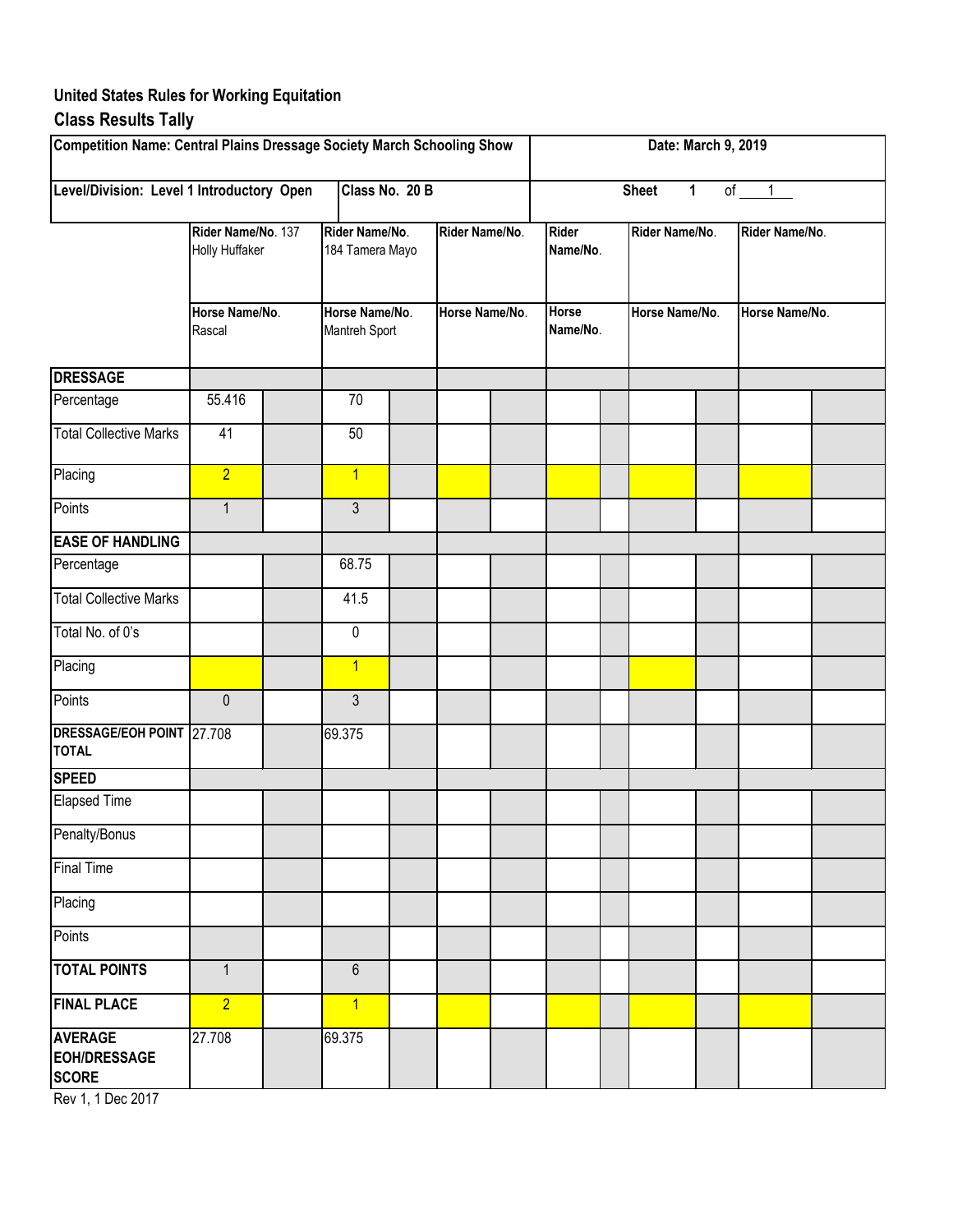## United States Rules for Working Equitation

## Class Results Tally

| Competition Name: Central Plains Dressage Society March Schooling Show | | | | Date: March 9, 2019 | | |
|---|---|---|---|---|---|---|
| Level/Division: Level 1 Introductory Open | | Class No. 20 B | | Sheet 1 of 1 | | |
| | Rider Name/No. 137 Holly Huffaker | Rider Name/No. 184 Tamera Mayo | Rider Name/No. | Rider Name/No. | Rider Name/No. | Rider Name/No. |
| | Horse Name/No. Rascal | Horse Name/No. Mantreh Sport | Horse Name/No. | Horse Name/No. | Horse Name/No. | Horse Name/No. |
| **DRESSAGE** | | | | | | |
| Percentage | 55.416 | 70 | | | | |
| Total Collective Marks | 41 | 50 | | | | |
| Placing | 2 | 1 | | | | |
| Points | 1 | 3 | | | | |
| **EASE OF HANDLING** | | | | | | |
| Percentage | | 68.75 | | | | |
| Total Collective Marks | | 41.5 | | | | |
| Total No. of 0's | | 0 | | | | |
| Placing | | 1 | | | | |
| Points | 0 | 3 | | | | |
| **DRESSAGE/EOH POINT TOTAL** | 27.708 | 69.375 | | | | |
| **SPEED** | | | | | | |
| Elapsed Time | | | | | | |
| Penalty/Bonus | | | | | | |
| Final Time | | | | | | |
| Placing | | | | | | |
| Points | | | | | | |
| **TOTAL POINTS** | 1 | 6 | | | | |
| **FINAL PLACE** | 2 | 1 | | | | |
| **AVERAGE EOH/DRESSAGE SCORE** | 27.708 | 69.375 | | | | |

Rev 1, 1 Dec 2017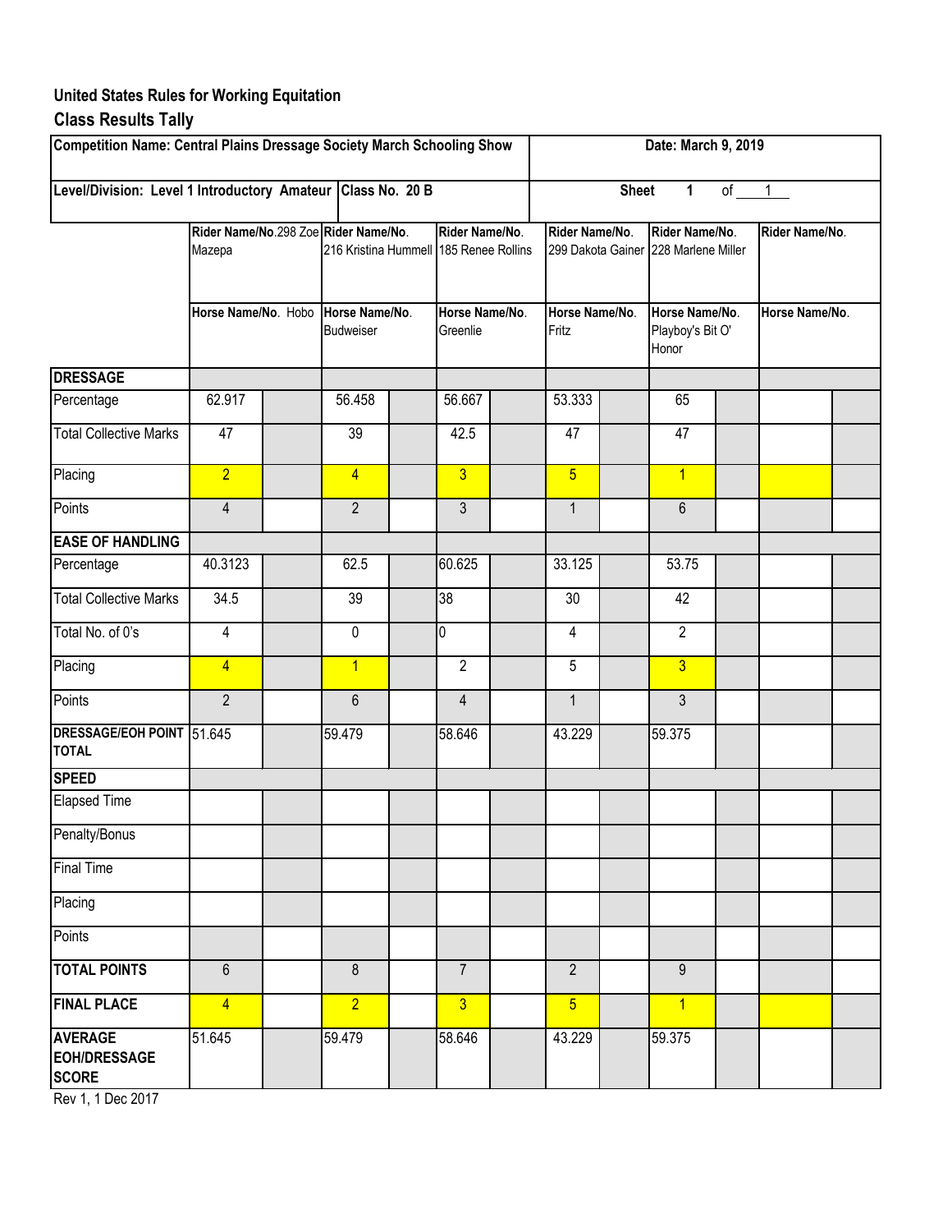## United States Rules for Working Equitation

## Class Results Tally

| Competition Name: Central Plains Dressage Society March Schooling Show | | | | | | Date: March 9, 2019 | | | | | |
|---|---|---|---|---|---|---|---|---|---|---|---|
| Level/Division: Level 1 Introductory Amateur | Class No. 20 B | | | | | Sheet 1 of 1 | | | | | |
| | Rider Name/No. 298 Zoe Mazepa | | Rider Name/No. 216 Kristina Hummell | | Rider Name/No. 185 Renee Rollins | | Rider Name/No. 299 Dakota Gainer | | Rider Name/No. 228 Marlene Miller | | Rider Name/No. |
| | Horse Name/No. Hobo | | Horse Name/No. Budweiser | | Horse Name/No. Greenlie | | Horse Name/No. Fritz | | Horse Name/No. Playboy's Bit O' Honor | | Horse Name/No. |
| **DRESSAGE** | | | | | | | | | | | |
| Percentage | 62.917 | | 56.458 | | 56.667 | | 53.333 | | 65 | | |
| Total Collective Marks | 47 | | 39 | | 42.5 | | 47 | | 47 | | |
| Placing | 2 | | 4 | | 3 | | 5 | | 1 | | |
| Points | 4 | | 2 | | 3 | | 1 | | 6 | | |
| **EASE OF HANDLING** | | | | | | | | | | | |
| Percentage | 40.3123 | | 62.5 | | 60.625 | | 33.125 | | 53.75 | | |
| Total Collective Marks | 34.5 | | 39 | | 38 | | 30 | | 42 | | |
| Total No. of 0's | 4 | | 0 | | 0 | | 4 | | 2 | | |
| Placing | 4 | | 1 | | 2 | | 5 | | 3 | | |
| Points | 2 | | 6 | | 4 | | 1 | | 3 | | |
| **DRESSAGE/EOH POINT TOTAL** | 51.645 | | 59.479 | | 58.646 | | 43.229 | | 59.375 | | |
| **SPEED** | | | | | | | | | | | |
| Elapsed Time | | | | | | | | | | | |
| Penalty/Bonus | | | | | | | | | | | |
| Final Time | | | | | | | | | | | |
| Placing | | | | | | | | | | | |
| Points | | | | | | | | | | | |
| **TOTAL POINTS** | 6 | | 8 | | 7 | | 2 | | 9 | | |
| **FINAL PLACE** | 4 | | 2 | | 3 | | 5 | | 1 | | |
| **AVERAGE EOH/DRESSAGE SCORE** | 51.645 | | 59.479 | | 58.646 | | 43.229 | | 59.375 | | |

Rev 1, 1 Dec 2017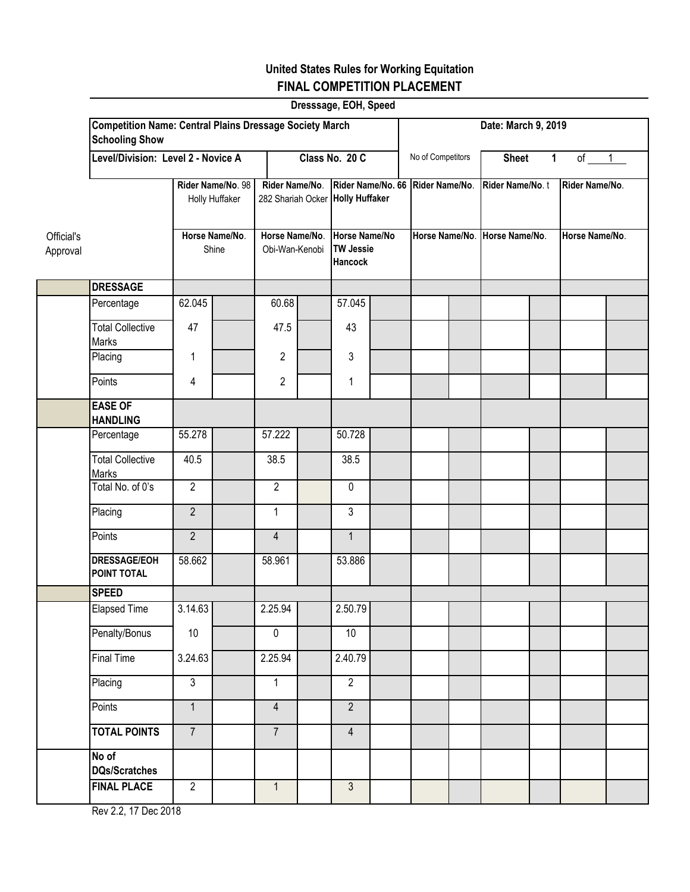# United States Rules for Working Equitation

## FINAL COMPETITION PLACEMENT

**Dresssage, EOH, Speed**

**Competition Name: Central Plains Dressage Society March Schooling Show**

**Date: March 9, 2019**

**Level/Division: Level 2 - Novice A**

**Class No. 20 C**

No of Competitors

**Sheet 1 of 1**

| Official's Approval | | Rider Name/No. 98 Holly Huffaker / Horse Name/No. Shine | | Rider Name/No. 282 Shariah Ocker / Horse Name/No. Obi-Wan-Kenobi | | Rider Name/No. 66 Holly Huffaker / Horse Name/No TW Jessie Hancock | | Rider Name/No. / Horse Name/No. | | Rider Name/No. t / Horse Name/No. | | Rider Name/No. / Horse Name/No. | |
|---|---|---|---|---|---|---|---|---|---|---|---|---|---|
| | **DRESSAGE** | | | | | | | | | | | | |
| | Percentage | 62.045 | | 60.68 | | 57.045 | | | | | | | |
| | Total Collective Marks | 47 | | 47.5 | | 43 | | | | | | | |
| | Placing | 1 | | 2 | | 3 | | | | | | | |
| | Points | 4 | | 2 | | 1 | | | | | | | |
| | **EASE OF HANDLING** | | | | | | | | | | | | |
| | Percentage | 55.278 | | 57.222 | | 50.728 | | | | | | | |
| | Total Collective Marks | 40.5 | | 38.5 | | 38.5 | | | | | | | |
| | Total No. of 0's | 2 | | 2 | | 0 | | | | | | | |
| | Placing | 2 | | 1 | | 3 | | | | | | | |
| | Points | 2 | | 4 | | 1 | | | | | | | |
| | **DRESSAGE/EOH POINT TOTAL** | 58.662 | | 58.961 | | 53.886 | | | | | | | |
| | **SPEED** | | | | | | | | | | | | |
| | Elapsed Time | 3.14.63 | | 2.25.94 | | 2.50.79 | | | | | | | |
| | Penalty/Bonus | 10 | | 0 | | 10 | | | | | | | |
| | Final Time | 3.24.63 | | 2.25.94 | | 2.40.79 | | | | | | | |
| | Placing | 3 | | 1 | | 2 | | | | | | | |
| | Points | 1 | | 4 | | 2 | | | | | | | |
| | **TOTAL POINTS** | 7 | | 7 | | 4 | | | | | | | |
| | **No of DQs/Scratches** | | | | | | | | | | | | |
| | **FINAL PLACE** | 2 | | 1 | | 3 | | | | | | | |

Rev 2.2, 17 Dec 2018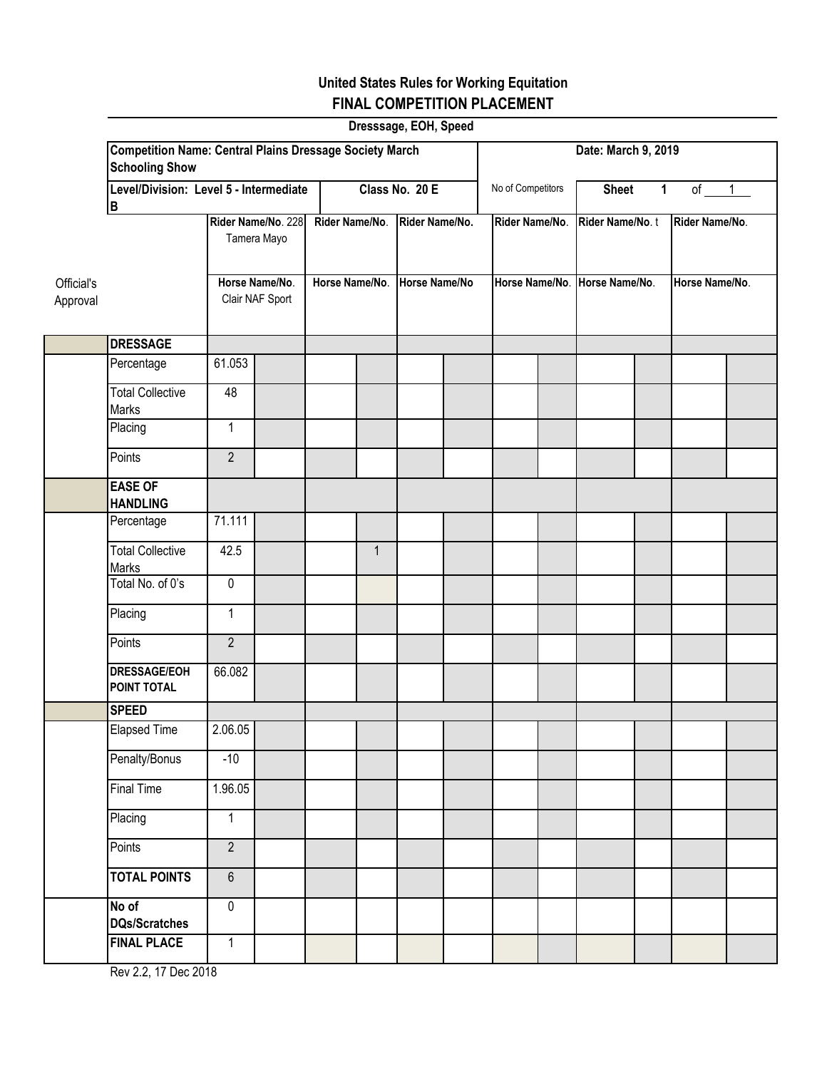# United States Rules for Working Equitation

## FINAL COMPETITION PLACEMENT

**Dresssage, EOH, Speed**

| | | | | | | | | | | | | | |
|---|---|---|---|---|---|---|---|---|---|---|---|---|---|
| | **Competition Name: Central Plains Dressage Society March Schooling Show** | | | | | | | **Date: March 9, 2019** | | | | | |
| | **Level/Division: Level 5 - Intermediate B** | | | **Class No. 20 E** | | | | No of Competitors | | **Sheet 1 of 1** | | | |
| Official's Approval | | **Rider Name/No.** 228 Tamera Mayo **Horse Name/No.** Clair NAF Sport | | **Rider Name/No.** **Horse Name/No.** | | **Rider Name/No.** **Horse Name/No** | | **Rider Name/No.** **Horse Name/No.** | | **Rider Name/No.** t **Horse Name/No.** | | **Rider Name/No.** **Horse Name/No.** | |
| | **DRESSAGE** | | | | | | | | | | | | |
| | Percentage | 61.053 | | | | | | | | | | | |
| | Total Collective Marks | 48 | | | | | | | | | | | |
| | Placing | 1 | | | | | | | | | | | |
| | Points | 2 | | | | | | | | | | | |
| | **EASE OF HANDLING** | | | | | | | | | | | | |
| | Percentage | 71.111 | | | | | | | | | | | |
| | Total Collective Marks | 42.5 | | | 1 | | | | | | | | |
| | Total No. of 0's | 0 | | | | | | | | | | | |
| | Placing | 1 | | | | | | | | | | | |
| | Points | 2 | | | | | | | | | | | |
| | **DRESSAGE/EOH POINT TOTAL** | 66.082 | | | | | | | | | | | |
| | **SPEED** | | | | | | | | | | | | |
| | Elapsed Time | 2.06.05 | | | | | | | | | | | |
| | Penalty/Bonus | -10 | | | | | | | | | | | |
| | Final Time | 1.96.05 | | | | | | | | | | | |
| | Placing | 1 | | | | | | | | | | | |
| | Points | 2 | | | | | | | | | | | |
| | **TOTAL POINTS** | 6 | | | | | | | | | | | |
| | **No of DQs/Scratches** | 0 | | | | | | | | | | | |
| | **FINAL PLACE** | 1 | | | | | | | | | | | |

Rev 2.2, 17 Dec 2018